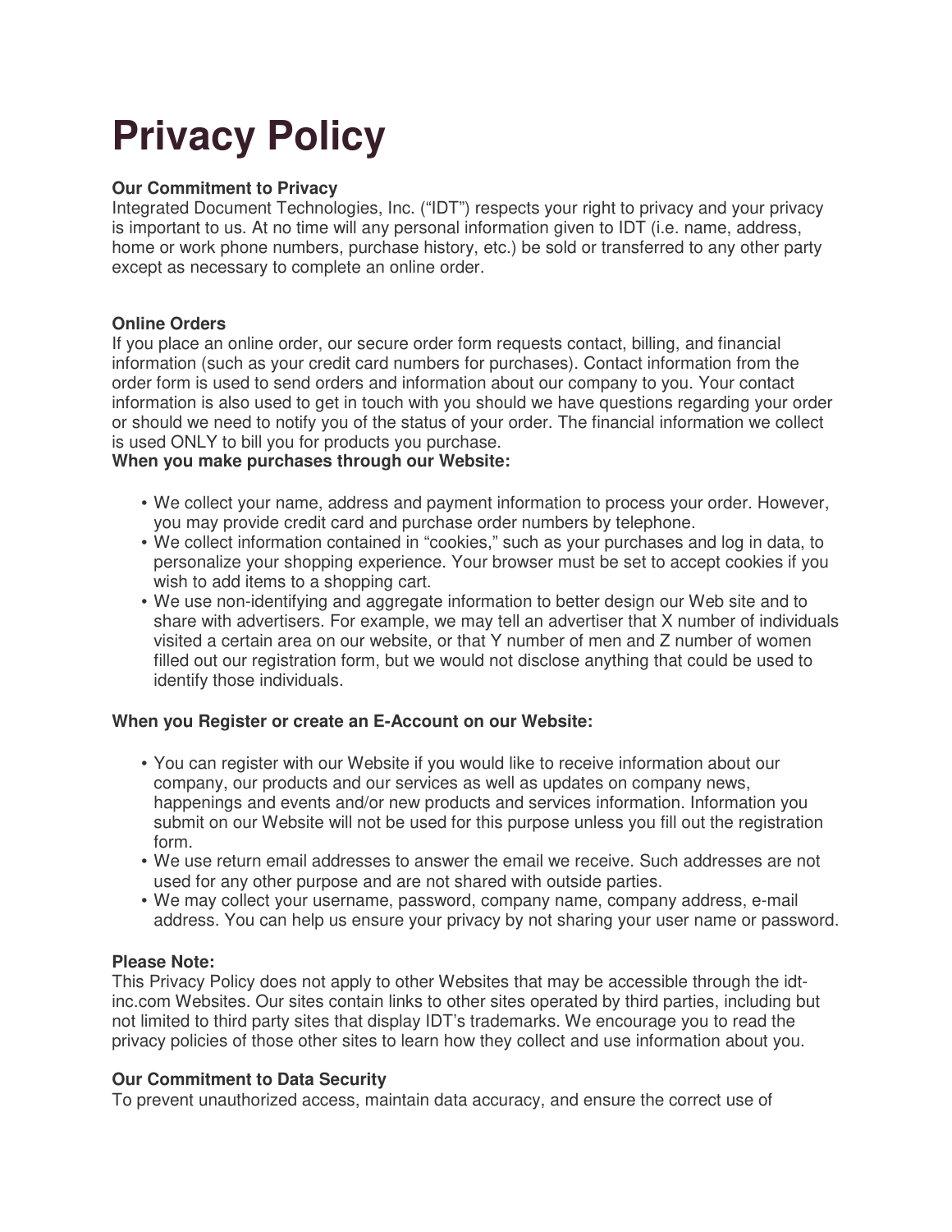# Privacy Policy

**Our Commitment to Privacy**
Integrated Document Technologies, Inc. ("IDT") respects your right to privacy and your privacy is important to us. At no time will any personal information given to IDT (i.e. name, address, home or work phone numbers, purchase history, etc.) be sold or transferred to any other party except as necessary to complete an online order.

**Online Orders**
If you place an online order, our secure order form requests contact, billing, and financial information (such as your credit card numbers for purchases). Contact information from the order form is used to send orders and information about our company to you. Your contact information is also used to get in touch with you should we have questions regarding your order or should we need to notify you of the status of your order. The financial information we collect is used ONLY to bill you for products you purchase.
**When you make purchases through our Website:**

- We collect your name, address and payment information to process your order. However, you may provide credit card and purchase order numbers by telephone.
- We collect information contained in "cookies," such as your purchases and log in data, to personalize your shopping experience. Your browser must be set to accept cookies if you wish to add items to a shopping cart.
- We use non-identifying and aggregate information to better design our Web site and to share with advertisers. For example, we may tell an advertiser that X number of individuals visited a certain area on our website, or that Y number of men and Z number of women filled out our registration form, but we would not disclose anything that could be used to identify those individuals.

**When you Register or create an E-Account on our Website:**

- You can register with our Website if you would like to receive information about our company, our products and our services as well as updates on company news, happenings and events and/or new products and services information. Information you submit on our Website will not be used for this purpose unless you fill out the registration form.
- We use return email addresses to answer the email we receive. Such addresses are not used for any other purpose and are not shared with outside parties.
- We may collect your username, password, company name, company address, e-mail address. You can help us ensure your privacy by not sharing your user name or password.

**Please Note:**
This Privacy Policy does not apply to other Websites that may be accessible through the idt-inc.com Websites. Our sites contain links to other sites operated by third parties, including but not limited to third party sites that display IDT's trademarks. We encourage you to read the privacy policies of those other sites to learn how they collect and use information about you.

**Our Commitment to Data Security**
To prevent unauthorized access, maintain data accuracy, and ensure the correct use of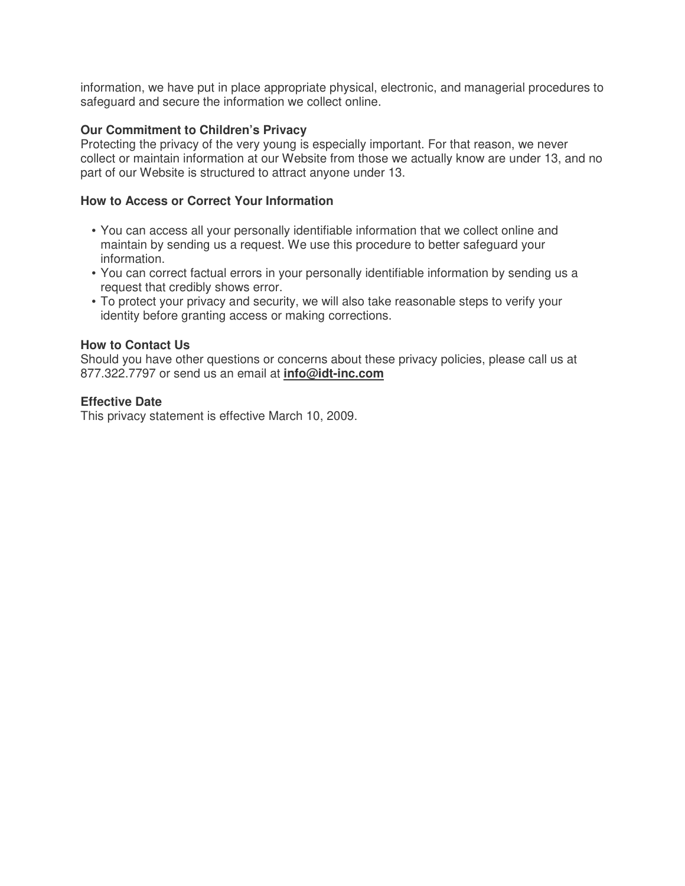information, we have put in place appropriate physical, electronic, and managerial procedures to safeguard and secure the information we collect online.

**Our Commitment to Children's Privacy**

Protecting the privacy of the very young is especially important. For that reason, we never collect or maintain information at our Website from those we actually know are under 13, and no part of our Website is structured to attract anyone under 13.

**How to Access or Correct Your Information**

- You can access all your personally identifiable information that we collect online and maintain by sending us a request. We use this procedure to better safeguard your information.
- You can correct factual errors in your personally identifiable information by sending us a request that credibly shows error.
- To protect your privacy and security, we will also take reasonable steps to verify your identity before granting access or making corrections.

**How to Contact Us**

Should you have other questions or concerns about these privacy policies, please call us at 877.322.7797 or send us an email at **info@idt-inc.com**

**Effective Date**

This privacy statement is effective March 10, 2009.